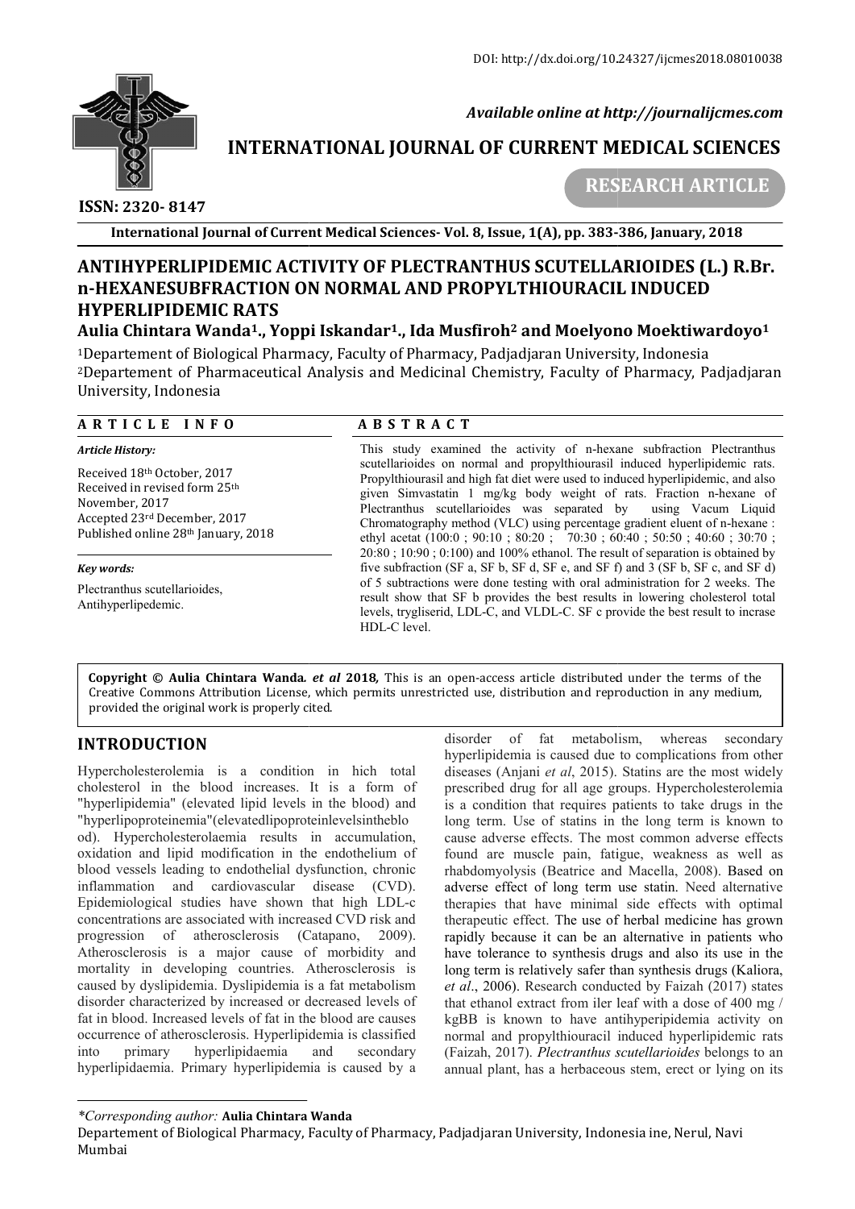DOI: http://dx.doi.org/10.24327/ijcmes2018.08010038

*Available online at http://journalijcmes.com*

# INTERNATIONAL JOURNAL OF CURRENT MEDICAL SCIENCES

**RESEARCH ARTICLE**

**ISSN: 2320- 8147**

**International Journal of Current Medical Sciences- Vol. 8, Issue, 1(A), pp. 383-386, January, 2018**

# ANTIHYPERLIPIDEMIC ACTIVITY OF PLECTRANTHUS SCUTELLARIOIDES (L.) R.Br. n-HEXANESUBFRACTION ON NORMAL AND PROPYLTHIOURACIL INDUCED HYPERLIPIDEMIC RATS

**Aulia Chintara Wanda[1]., Yoppi Iskandar[1]., Ida Musfiroh[2] and Moelyono Moektiwardoyo[1]**

[1]Departement of Biological Pharmacy, Faculty of Pharmacy, Padjadjaran University, Indonesia
[2]Departement of Pharmaceutical Analysis and Medicinal Chemistry, Faculty of Pharmacy, Padjadjaran University, Indonesia

## ARTICLE INFO

*Article History:*

Received 18th October, 2017
Received in revised form 25th November, 2017
Accepted 23rd December, 2017
Published online 28th January, 2018

*Key words:*

Plectranthus scutellarioides, Antihyperlipedemic.

## ABSTRACT

This study examined the activity of n-hexane subfraction Plectranthus scutellarioides on normal and propylthiourasil induced hyperlipidemic rats. Propylthiourasil and high fat diet were used to induced hyperlipidemic, and also given Simvastatin 1 mg/kg body weight of rats. Fraction n-hexane of Plectranthus scutellarioides was separated by using Vacum Liquid Chromatography method (VLC) using percentage gradient eluent of n-hexane : ethyl acetat (100:0 ; 90:10 ; 80:20 ; 70:30 ; 60:40 ; 50:50 ; 40:60 ; 30:70 ; 20:80 ; 10:90 ; 0:100) and 100% ethanol. The result of separation is obtained by five subfraction (SF a, SF b, SF d, SF e, and SF f) and 3 (SF b, SF c, and SF d) of 5 subtractions were done testing with oral administration for 2 weeks. The result show that SF b provides the best results in lowering cholesterol total levels, trygliserid, LDL-C, and VLDL-C. SF c provide the best result to incrase HDL-C level.

**Copyright © Aulia Chintara Wanda. *et al* 2018,** This is an open-access article distributed under the terms of the Creative Commons Attribution License, which permits unrestricted use, distribution and reproduction in any medium, provided the original work is properly cited.

## INTRODUCTION

Hypercholesterolemia is a condition in hich total cholesterol in the blood increases. It is a form of "hyperlipidemia" (elevated lipid levels in the blood) and "hyperlipoproteinemia"(elevatedlipoproteinlevelsintheblood). Hypercholesterolaemia results in accumulation, oxidation and lipid modification in the endothelium of blood vessels leading to endothelial dysfunction, chronic inflammation and cardiovascular disease (CVD). Epidemiological studies have shown that high LDL-c concentrations are associated with increased CVD risk and progression of atherosclerosis (Catapano, 2009). Atherosclerosis is a major cause of morbidity and mortality in developing countries. Atherosclerosis is caused by dyslipidemia. Dyslipidemia is a fat metabolism disorder characterized by increased or decreased levels of fat in blood. Increased levels of fat in the blood are causes occurrence of atherosclerosis. Hyperlipidemia is classified into primary hyperlipidaemia and secondary hyperlipidaemia. Primary hyperlipidemia is caused by a disorder of fat metabolism, whereas secondary hyperlipidemia is caused due to complications from other diseases (Anjani *et al*, 2015). Statins are the most widely prescribed drug for all age groups. Hypercholesterolemia is a condition that requires patients to take drugs in the long term. Use of statins in the long term is known to cause adverse effects. The most common adverse effects found are muscle pain, fatigue, weakness as well as rhabdomyolysis (Beatrice and Macella, 2008). Based on adverse effect of long term use statin. Need alternative therapies that have minimal side effects with optimal therapeutic effect. The use of herbal medicine has grown rapidly because it can be an alternative in patients who have tolerance to synthesis drugs and also its use in the long term is relatively safer than synthesis drugs (Kaliora, *et al*., 2006). Research conducted by Faizah (2017) states that ethanol extract from iler leaf with a dose of 400 mg / kgBB is known to have antihyperipidemia activity on normal and propylthiouracil induced hyperlipidemic rats (Faizah, 2017). *Plectranthus scutellarioides* belongs to an annual plant, has a herbaceous stem, erect or lying on its

*\*Corresponding author:* **Aulia Chintara Wanda**
Departement of Biological Pharmacy, Faculty of Pharmacy, Padjadjaran University, Indonesia ine, Nerul, Navi Mumbai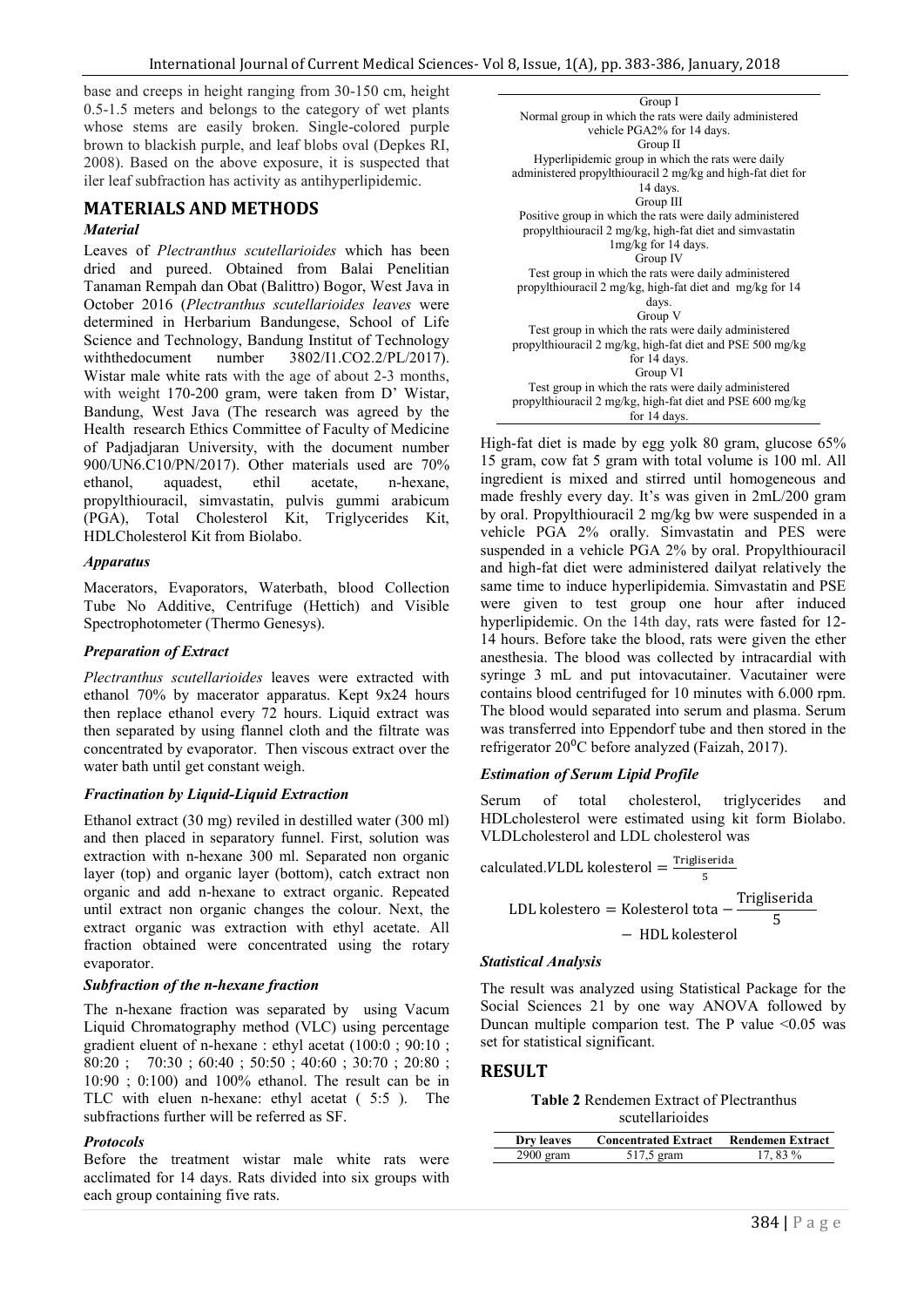base and creeps in height ranging from 30-150 cm, height 0.5-1.5 meters and belongs to the category of wet plants whose stems are easily broken. Single-colored purple brown to blackish purple, and leaf blobs oval (Depkes RI, 2008). Based on the above exposure, it is suspected that iler leaf subfraction has activity as antihyperlipidemic.

## MATERIALS AND METHODS

### *Material*

Leaves of *Plectranthus scutellarioides* which has been dried and pureed. Obtained from Balai Penelitian Tanaman Rempah dan Obat (Balittro) Bogor, West Java in October 2016 (*Plectranthus scutellarioides leaves* were determined in Herbarium Bandungese, School of Life Science and Technology, Bandung Institut of Technology withthedocument number 3802/I1.CO2.2/PL/2017). Wistar male white rats with the age of about 2-3 months, with weight 170-200 gram, were taken from D' Wistar, Bandung, West Java (The research was agreed by the Health research Ethics Committee of Faculty of Medicine of Padjadjaran University, with the document number 900/UN6.C10/PN/2017). Other materials used are 70% ethanol, aquadest, ethil acetate, n-hexane, propylthiouracil, simvastatin, pulvis gummi arabicum (PGA), Total Cholesterol Kit, Triglycerides Kit, HDLCholesterol Kit from Biolabo.

### *Apparatus*

Macerators, Evaporators, Waterbath, blood Collection Tube No Additive, Centrifuge (Hettich) and Visible Spectrophotometer (Thermo Genesys).

### *Preparation of Extract*

*Plectranthus scutellarioides* leaves were extracted with ethanol 70% by macerator apparatus. Kept 9x24 hours then replace ethanol every 72 hours. Liquid extract was then separated by using flannel cloth and the filtrate was concentrated by evaporator. Then viscous extract over the water bath until get constant weigh.

### *Fractination by Liquid-Liquid Extraction*

Ethanol extract (30 mg) reviled in destilled water (300 ml) and then placed in separatory funnel. First, solution was extraction with n-hexane 300 ml. Separated non organic layer (top) and organic layer (bottom), catch extract non organic and add n-hexane to extract organic. Repeated until extract non organic changes the colour. Next, the extract organic was extraction with ethyl acetate. All fraction obtained were concentrated using the rotary evaporator.

### *Subfraction of the n-hexane fraction*

The n-hexane fraction was separated by using Vacum Liquid Chromatography method (VLC) using percentage gradient eluent of n-hexane : ethyl acetat (100:0 ; 90:10 ; 80:20 ; 70:30 ; 60:40 ; 50:50 ; 40:60 ; 30:70 ; 20:80 ; 10:90 ; 0:100) and 100% ethanol. The result can be in TLC with eluen n-hexane: ethyl acetat ( 5:5 ). The subfractions further will be referred as SF.

### *Protocols*

Before the treatment wistar male white rats were acclimated for 14 days. Rats divided into six groups with each group containing five rats.

| |
|---|
| Group I |
| Normal group in which the rats were daily administered vehicle PGA2% for 14 days. |
| Group II |
| Hyperlipidemic group in which the rats were daily administered propylthiouracil 2 mg/kg and high-fat diet for 14 days. |
| Group III |
| Positive group in which the rats were daily administered propylthiouracil 2 mg/kg, high-fat diet and simvastatin 1mg/kg for 14 days. |
| Group IV |
| Test group in which the rats were daily administered propylthiouracil 2 mg/kg, high-fat diet and mg/kg for 14 days. |
| Group V |
| Test group in which the rats were daily administered propylthiouracil 2 mg/kg, high-fat diet and PSE 500 mg/kg for 14 days. |
| Group VI |
| Test group in which the rats were daily administered propylthiouracil 2 mg/kg, high-fat diet and PSE 600 mg/kg for 14 days. |

High-fat diet is made by egg yolk 80 gram, glucose 65% 15 gram, cow fat 5 gram with total volume is 100 ml. All ingredient is mixed and stirred until homogeneous and made freshly every day. It's was given in 2mL/200 gram by oral. Propylthiouracil 2 mg/kg bw were suspended in a vehicle PGA 2% orally. Simvastatin and PES were suspended in a vehicle PGA 2% by oral. Propylthiouracil and high-fat diet were administered dailyat relatively the same time to induce hyperlipidemia. Simvastatin and PSE were given to test group one hour after induced hyperlipidemic. On the 14th day, rats were fasted for 12-14 hours. Before take the blood, rats were given the ether anesthesia. The blood was collected by intracardial with syringe 3 mL and put intovacutainer. Vacutainer were contains blood centrifuged for 10 minutes with 6.000 rpm. The blood would separated into serum and plasma. Serum was transferred into Eppendorf tube and then stored in the refrigerator 20$^{0}$C before analyzed (Faizah, 2017).

### *Estimation of Serum Lipid Profile*

Serum of total cholesterol, triglycerides and HDLcholesterol were estimated using kit form Biolabo. VLDLcholesterol and LDL cholesterol was calculated.

$$VLDL\ \text{kolesterol} = \frac{\text{Trigliserida}}{5}$$

$$\text{LDL kolestero} = \text{Kolesterol tota} - \frac{\text{Trigliserida}}{5} - \text{HDL kolesterol}$$

### *Statistical Analysis*

The result was analyzed using Statistical Package for the Social Sciences 21 by one way ANOVA followed by Duncan multiple comparion test. The P value <0.05 was set for statistical significant.

## RESULT

**Table 2** Rendemen Extract of Plectranthus scutellarioides

| Dry leaves | Concentrated Extract | Rendemen Extract |
|---|---|---|
| 2900 gram | 517,5 gram | 17, 83 % |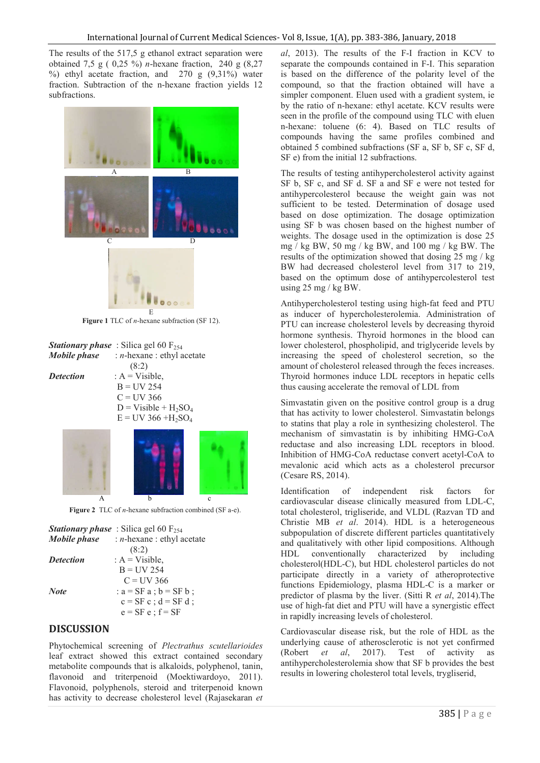The results of the 517,5 g ethanol extract separation were obtained 7,5 g ( 0,25 %) *n*-hexane fraction, 240 g (8,27 %) ethyl acetate fraction, and 270 g (9,31%) water fraction. Subtraction of the n-hexane fraction yields 12 subfractions.

A B C D E

**Figure 1** TLC of *n*-hexane subfraction (SF 12).

***Stationary phase*** : Silica gel 60 $F_{254}$
***Mobile phase*** : *n*-hexane : ethyl acetate (8:2)
***Detection*** : A = Visible,
B = UV 254
C = UV 366
D = Visible + $H_2SO_4$
E = UV 366 +$H_2SO_4$

A b c

**Figure 2** TLC of *n*-hexane subfraction combined (SF a-e).

***Stationary phase*** : Silica gel 60 $F_{254}$
***Mobile phase*** : *n*-hexane : ethyl acetate (8:2)
***Detection*** : A = Visible,
B = UV 254
C = UV 366
***Note*** : a = SF a ; b = SF b ;
c = SF c ; d = SF d ;
e = SF e ; f = SF

## DISCUSSION

Phytochemical screening of *Plectrathus scutellarioides* leaf extract showed this extract contained secondary metabolite compounds that is alkaloids, polyphenol, tanin, flavonoid and triterpenoid (Moektiwardoyo, 2011). Flavonoid, polyphenols, steroid and triterpenoid known has activity to decrease cholesterol level (Rajasekaran *et al*, 2013). The results of the F-I fraction in KCV to separate the compounds contained in F-I. This separation is based on the difference of the polarity level of the compound, so that the fraction obtained will have a simpler component. Eluen used with a gradient system, ie by the ratio of n-hexane: ethyl acetate. KCV results were seen in the profile of the compound using TLC with eluen n-hexane: toluene (6: 4). Based on TLC results of compounds having the same profiles combined and obtained 5 combined subfractions (SF a, SF b, SF c, SF d, SF e) from the initial 12 subfractions.

The results of testing antihypercholesterol activity against SF b, SF c, and SF d. SF a and SF e were not tested for antihypercolesterol because the weight gain was not sufficient to be tested. Determination of dosage used based on dose optimization. The dosage optimization using SF b was chosen based on the highest number of weights. The dosage used in the optimization is dose 25 mg / kg BW, 50 mg / kg BW, and 100 mg / kg BW. The results of the optimization showed that dosing 25 mg / kg BW had decreased cholesterol level from 317 to 219, based on the optimum dose of antihypercolesterol test using 25 mg / kg BW.

Antihypercholesterol testing using high-fat feed and PTU as inducer of hypercholesterolemia. Administration of PTU can increase cholesterol levels by decreasing thyroid hormone synthesis. Thyroid hormones in the blood can lower cholesterol, phospholipid, and triglyceride levels by increasing the speed of cholesterol secretion, so the amount of cholesterol released through the feces increases. Thyroid hormones induce LDL receptors in hepatic cells thus causing accelerate the removal of LDL from

Simvastatin given on the positive control group is a drug that has activity to lower cholesterol. Simvastatin belongs to statins that play a role in synthesizing cholesterol. The mechanism of simvastatin is by inhibiting HMG-CoA reductase and also increasing LDL receptors in blood. Inhibition of HMG-CoA reductase convert acetyl-CoA to mevalonic acid which acts as a cholesterol precursor (Cesare RS, 2014).

Identification of independent risk factors for cardiovascular disease clinically measured from LDL-C, total cholesterol, trigliseride, and VLDL (Razvan TD and Christie MB *et al*. 2014). HDL is a heterogeneous subpopulation of discrete different particles quantitatively and qualitatively with other lipid compositions. Although HDL conventionally characterized by including cholesterol(HDL-C), but HDL cholesterol particles do not participate directly in a variety of atheroprotective functions Epidemiology, plasma HDL-C is a marker or predictor of plasma by the liver. (Sitti R *et al*, 2014).The use of high-fat diet and PTU will have a synergistic effect in rapidly increasing levels of cholesterol.

Cardiovascular disease risk, but the role of HDL as the underlying cause of atherosclerotic is not yet confirmed (Robert *et al*, 2017). Test of activity as antihypercholesterolemia show that SF b provides the best results in lowering cholesterol total levels, trygliserid,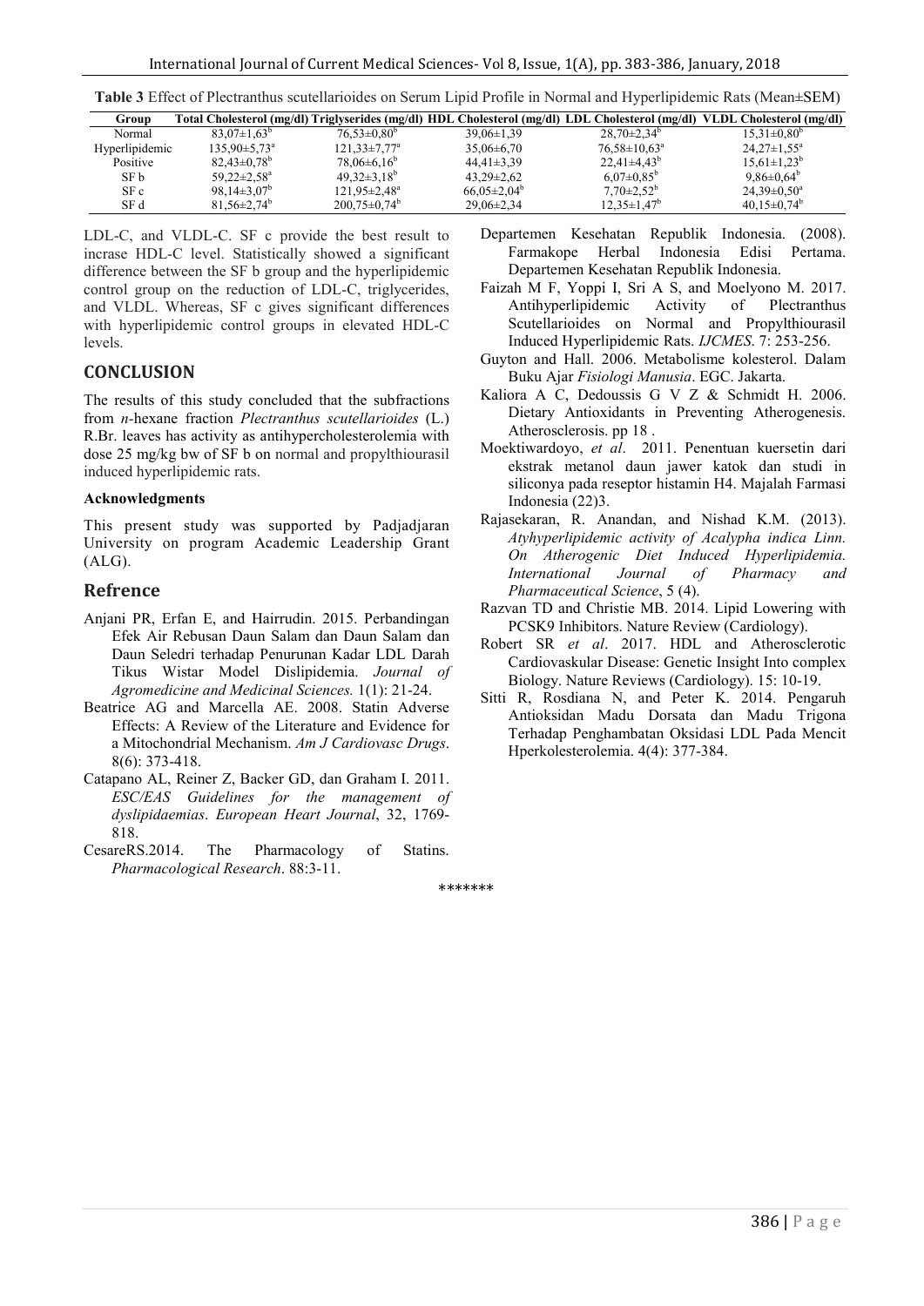**Table 3** Effect of Plectranthus scutellarioides on Serum Lipid Profile in Normal and Hyperlipidemic Rats (Mean±SEM)

| Group | Total Cholesterol (mg/dl) | Triglyserides (mg/dl) | HDL Cholesterol (mg/dl) | LDL Cholesterol (mg/dl) | VLDL Cholesterol (mg/dl) |
|---|---|---|---|---|---|
| Normal | 83,07±1,63[b] | 76,53±0,80[b] | 39,06±1,39 | 28,70±2,34[b] | 15,31±0,80[b] |
| Hyperlipidemic | 135,90±5,73[a] | 121,33±7,77[a] | 35,06±6,70 | 76,58±10,63[a] | 24,27±1,55[a] |
| Positive | 82,43±0,78[b] | 78,06±6,16[b] | 44,41±3,39 | 22,41±4,43[b] | 15,61±1,23[b] |
| SF b | 59,22±2,58[a] | 49,32±3,18[b] | 43,29±2,62 | 6,07±0,85[b] | 9,86±0,64[b] |
| SF c | 98,14±3,07[b] | 121,95±2,48[a] | 66,05±2,04[b] | 7,70±2,52[b] | 24,39±0,50[a] |
| SF d | 81,56±2,74[b] | 200,75±0,74[b] | 29,06±2,34 | 12,35±1,47[b] | 40,15±0,74[b] |

LDL-C, and VLDL-C. SF c provide the best result to incrase HDL-C level. Statistically showed a significant difference between the SF b group and the hyperlipidemic control group on the reduction of LDL-C, triglycerides, and VLDL. Whereas, SF c gives significant differences with hyperlipidemic control groups in elevated HDL-C levels.

## CONCLUSION

The results of this study concluded that the subfractions from *n*-hexane fraction *Plectranthus scutellarioides* (L.) R.Br. leaves has activity as antihypercholesterolemia with dose 25 mg/kg bw of SF b on normal and propylthiourasil induced hyperlipidemic rats.

#### Acknowledgments

This present study was supported by Padjadjaran University on program Academic Leadership Grant (ALG).

## Refrence

- Anjani PR, Erfan E, and Hairrudin. 2015. Perbandingan Efek Air Rebusan Daun Salam dan Daun Salam dan Daun Seledri terhadap Penurunan Kadar LDL Darah Tikus Wistar Model Dislipidemia. *Journal of Agromedicine and Medicinal Sciences.* 1(1): 21-24.
- Beatrice AG and Marcella AE. 2008. Statin Adverse Effects: A Review of the Literature and Evidence for a Mitochondrial Mechanism. *Am J Cardiovasc Drugs*. 8(6): 373-418.
- Catapano AL, Reiner Z, Backer GD, dan Graham I. 2011. *ESC/EAS Guidelines for the management of dyslipidaemias*. *European Heart Journal*, 32, 1769-818.
- CesareRS.2014. The Pharmacology of Statins. *Pharmacological Research*. 88:3-11.
- Departemen Kesehatan Republik Indonesia. (2008). Farmakope Herbal Indonesia Edisi Pertama. Departemen Kesehatan Republik Indonesia.
- Faizah M F, Yoppi I, Sri A S, and Moelyono M. 2017. Antihyperlipidemic Activity of Plectranthus Scutellarioides on Normal and Propylthiourasil Induced Hyperlipidemic Rats. *IJCMES*. 7: 253-256.
- Guyton and Hall. 2006. Metabolisme kolesterol. Dalam Buku Ajar *Fisiologi Manusia*. EGC. Jakarta.
- Kaliora A C, Dedoussis G V Z & Schmidt H. 2006. Dietary Antioxidants in Preventing Atherogenesis. Atherosclerosis. pp 18 .
- Moektiwardoyo, *et al*. 2011. Penentuan kuersetin dari ekstrak metanol daun jawer katok dan studi in siliconya pada reseptor histamin H4. Majalah Farmasi Indonesia (22)3.
- Rajasekaran, R. Anandan, and Nishad K.M. (2013). *Atyhyperlipidemic activity of Acalypha indica Linn. On Atherogenic Diet Induced Hyperlipidemia. International Journal of Pharmacy and Pharmaceutical Science*, 5 (4).
- Razvan TD and Christie MB. 2014. Lipid Lowering with PCSK9 Inhibitors. Nature Review (Cardiology).
- Robert SR *et al*. 2017. HDL and Atherosclerotic Cardiovaskular Disease: Genetic Insight Into complex Biology. Nature Reviews (Cardiology). 15: 10-19.
- Sitti R, Rosdiana N, and Peter K. 2014. Pengaruh Antioksidan Madu Dorsata dan Madu Trigona Terhadap Penghambatan Oksidasi LDL Pada Mencit Hperkolesterolemia. 4(4): 377-384.

*******